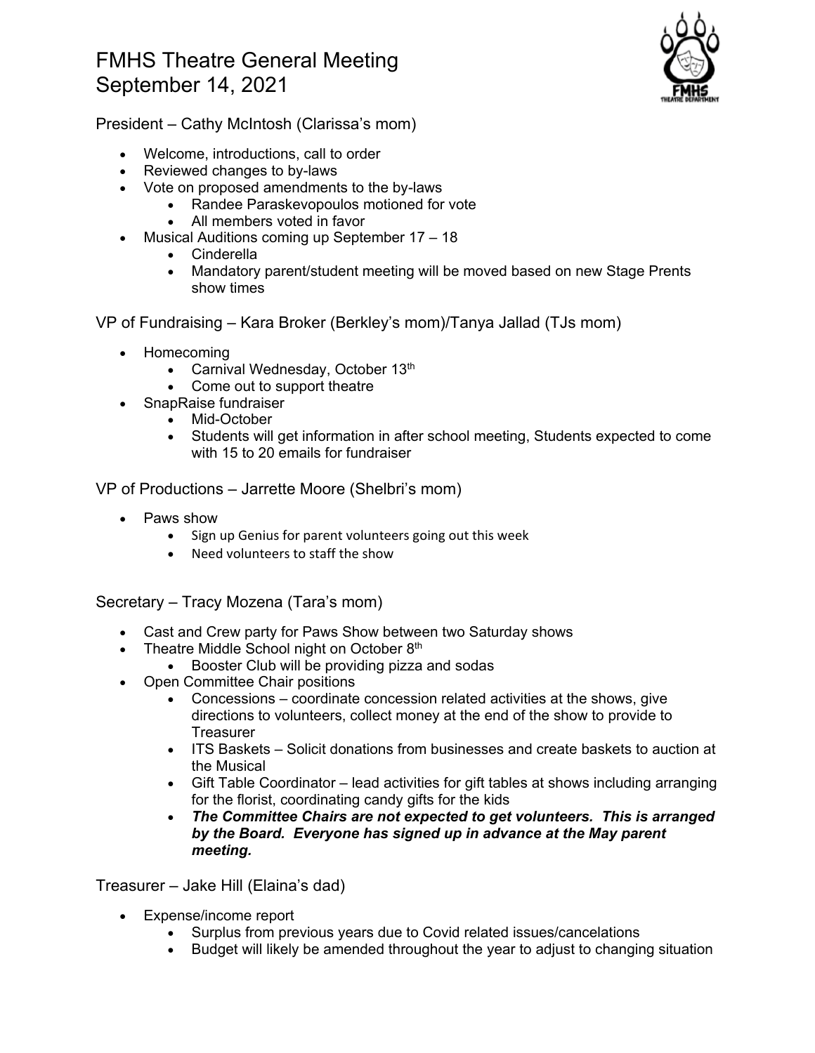# FMHS Theatre General Meeting
# September 14, 2021

## President – Cathy McIntosh (Clarissa's mom)

- Welcome, introductions, call to order
- Reviewed changes to by-laws
- Vote on proposed amendments to the by-laws
  - Randee Paraskevopoulos motioned for vote
  - All members voted in favor
- Musical Auditions coming up September 17 – 18
  - Cinderella
  - Mandatory parent/student meeting will be moved based on new Stage Prents show times

## VP of Fundraising – Kara Broker (Berkley's mom)/Tanya Jallad (TJs mom)

- Homecoming
  - Carnival Wednesday, October 13th
  - Come out to support theatre
- SnapRaise fundraiser
  - Mid-October
  - Students will get information in after school meeting, Students expected to come with 15 to 20 emails for fundraiser

## VP of Productions – Jarrette Moore (Shelbri's mom)

- Paws show
  - Sign up Genius for parent volunteers going out this week
  - Need volunteers to staff the show

## Secretary – Tracy Mozena (Tara's mom)

- Cast and Crew party for Paws Show between two Saturday shows
- Theatre Middle School night on October 8th
  - Booster Club will be providing pizza and sodas
- Open Committee Chair positions
  - Concessions – coordinate concession related activities at the shows, give directions to volunteers, collect money at the end of the show to provide to Treasurer
  - ITS Baskets – Solicit donations from businesses and create baskets to auction at the Musical
  - Gift Table Coordinator – lead activities for gift tables at shows including arranging for the florist, coordinating candy gifts for the kids
  - ***The Committee Chairs are not expected to get volunteers. This is arranged by the Board. Everyone has signed up in advance at the May parent meeting.***

## Treasurer – Jake Hill (Elaina's dad)

- Expense/income report
  - Surplus from previous years due to Covid related issues/cancelations
  - Budget will likely be amended throughout the year to adjust to changing situation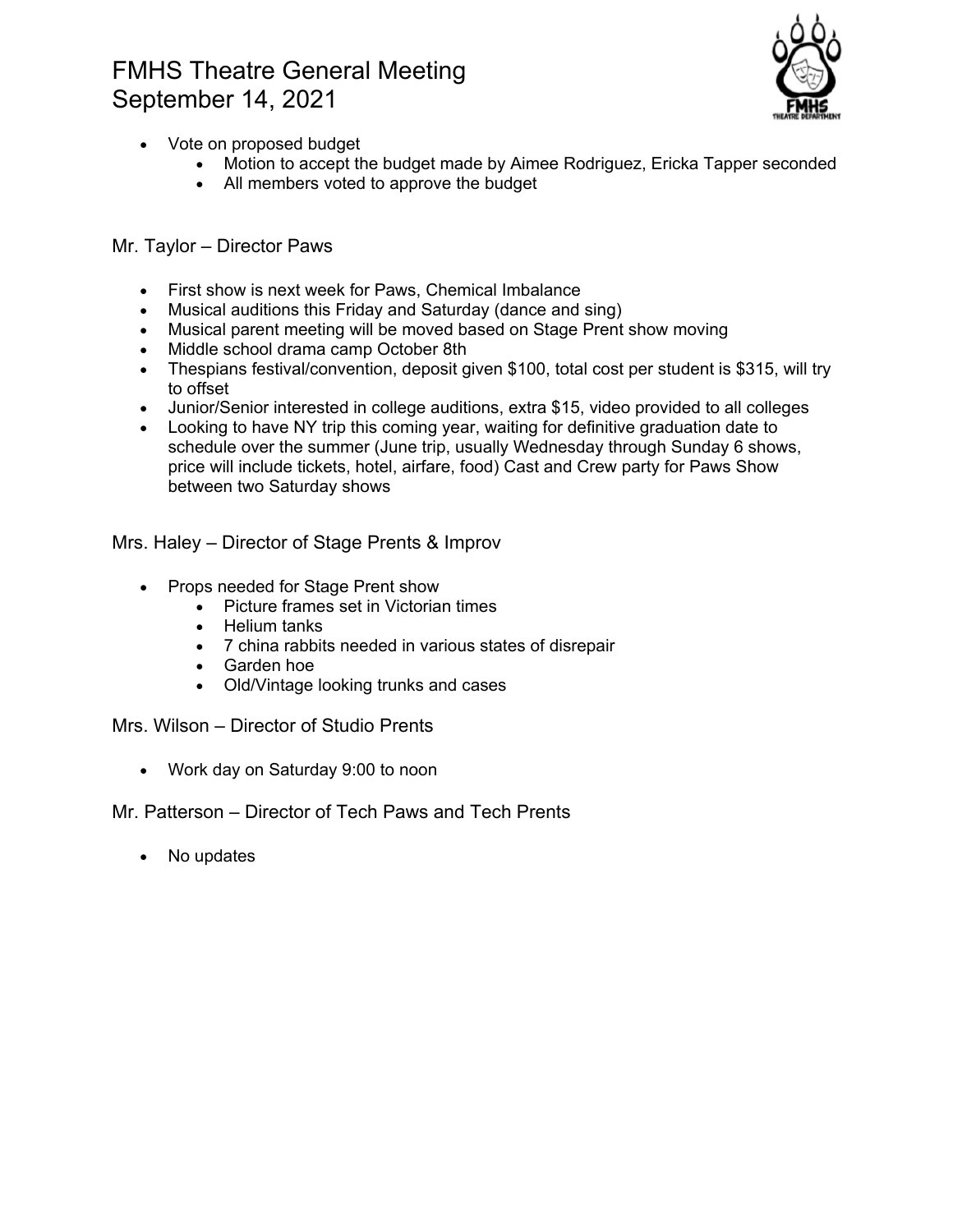# FMHS Theatre General Meeting
# September 14, 2021

- Vote on proposed budget
  - Motion to accept the budget made by Aimee Rodriguez, Ericka Tapper seconded
  - All members voted to approve the budget

## Mr. Taylor – Director Paws

- First show is next week for Paws, Chemical Imbalance
- Musical auditions this Friday and Saturday (dance and sing)
- Musical parent meeting will be moved based on Stage Prent show moving
- Middle school drama camp October 8th
- Thespians festival/convention, deposit given $100, total cost per student is $315, will try to offset
- Junior/Senior interested in college auditions, extra $15, video provided to all colleges
- Looking to have NY trip this coming year, waiting for definitive graduation date to schedule over the summer (June trip, usually Wednesday through Sunday 6 shows, price will include tickets, hotel, airfare, food) Cast and Crew party for Paws Show between two Saturday shows

## Mrs. Haley – Director of Stage Prents & Improv

- Props needed for Stage Prent show
  - Picture frames set in Victorian times
  - Helium tanks
  - 7 china rabbits needed in various states of disrepair
  - Garden hoe
  - Old/Vintage looking trunks and cases

## Mrs. Wilson – Director of Studio Prents

- Work day on Saturday 9:00 to noon

## Mr. Patterson – Director of Tech Paws and Tech Prents

- No updates